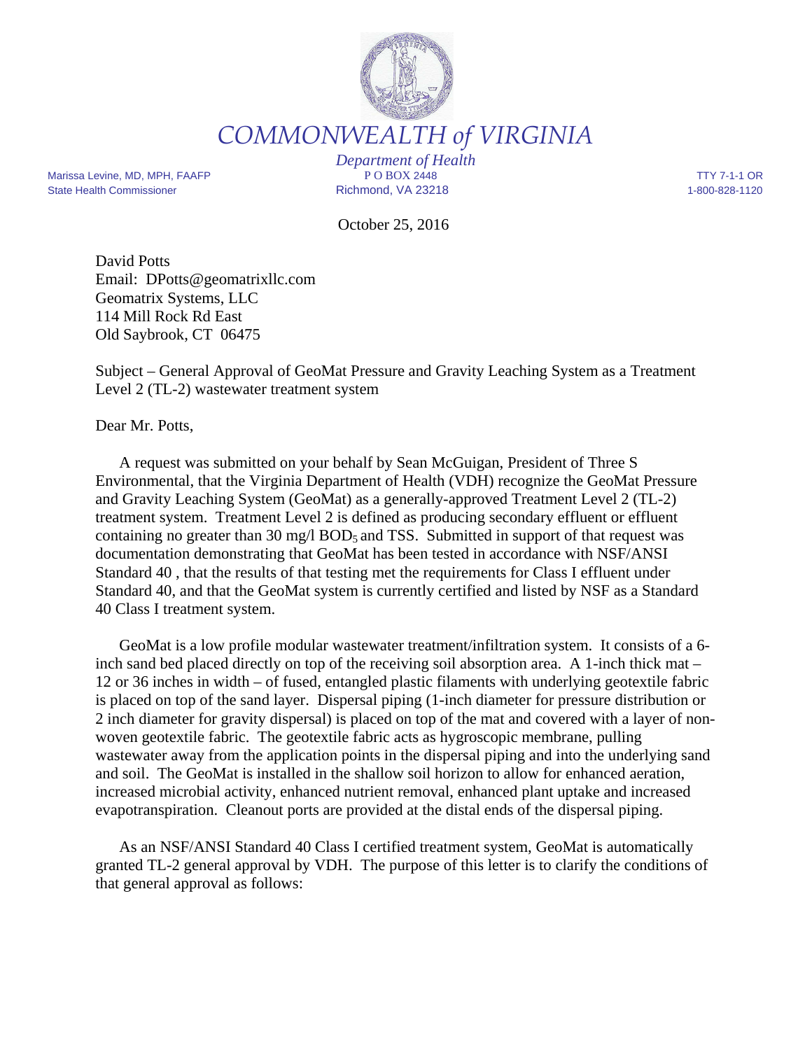# COMMONWEALTH *of* VIRGINIA

*Department of Health*

Marissa Levine, MD, MPH, FAAFP
State Health Commissioner

P O BOX 2448
Richmond, VA 23218

TTY 7-1-1 OR
1-800-828-1120

October 25, 2016

David Potts
Email: DPotts@geomatrixllc.com
Geomatrix Systems, LLC
114 Mill Rock Rd East
Old Saybrook, CT 06475

Subject – General Approval of GeoMat Pressure and Gravity Leaching System as a Treatment Level 2 (TL-2) wastewater treatment system

Dear Mr. Potts,

A request was submitted on your behalf by Sean McGuigan, President of Three S Environmental, that the Virginia Department of Health (VDH) recognize the GeoMat Pressure and Gravity Leaching System (GeoMat) as a generally-approved Treatment Level 2 (TL-2) treatment system. Treatment Level 2 is defined as producing secondary effluent or effluent containing no greater than 30 mg/l $BOD_5$ and TSS. Submitted in support of that request was documentation demonstrating that GeoMat has been tested in accordance with NSF/ANSI Standard 40 , that the results of that testing met the requirements for Class I effluent under Standard 40, and that the GeoMat system is currently certified and listed by NSF as a Standard 40 Class I treatment system.

GeoMat is a low profile modular wastewater treatment/infiltration system. It consists of a 6-inch sand bed placed directly on top of the receiving soil absorption area. A 1-inch thick mat – 12 or 36 inches in width – of fused, entangled plastic filaments with underlying geotextile fabric is placed on top of the sand layer. Dispersal piping (1-inch diameter for pressure distribution or 2 inch diameter for gravity dispersal) is placed on top of the mat and covered with a layer of non-woven geotextile fabric. The geotextile fabric acts as hygroscopic membrane, pulling wastewater away from the application points in the dispersal piping and into the underlying sand and soil. The GeoMat is installed in the shallow soil horizon to allow for enhanced aeration, increased microbial activity, enhanced nutrient removal, enhanced plant uptake and increased evapotranspiration. Cleanout ports are provided at the distal ends of the dispersal piping.

As an NSF/ANSI Standard 40 Class I certified treatment system, GeoMat is automatically granted TL-2 general approval by VDH. The purpose of this letter is to clarify the conditions of that general approval as follows: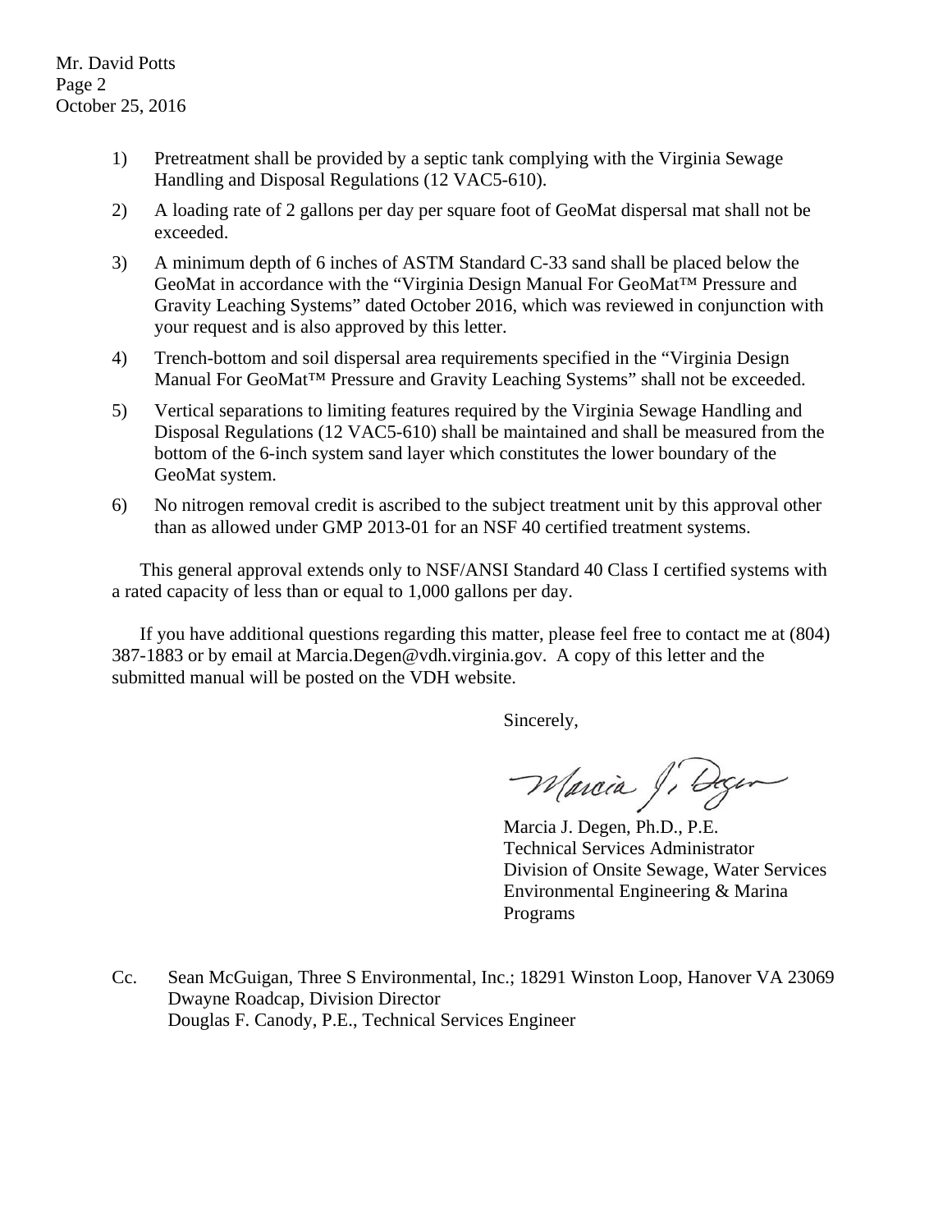Mr. David Potts
Page 2
October 25, 2016

1) Pretreatment shall be provided by a septic tank complying with the Virginia Sewage Handling and Disposal Regulations (12 VAC5-610).

2) A loading rate of 2 gallons per day per square foot of GeoMat dispersal mat shall not be exceeded.

3) A minimum depth of 6 inches of ASTM Standard C-33 sand shall be placed below the GeoMat in accordance with the "Virginia Design Manual For GeoMat™ Pressure and Gravity Leaching Systems" dated October 2016, which was reviewed in conjunction with your request and is also approved by this letter.

4) Trench-bottom and soil dispersal area requirements specified in the "Virginia Design Manual For GeoMat™ Pressure and Gravity Leaching Systems" shall not be exceeded.

5) Vertical separations to limiting features required by the Virginia Sewage Handling and Disposal Regulations (12 VAC5-610) shall be maintained and shall be measured from the bottom of the 6-inch system sand layer which constitutes the lower boundary of the GeoMat system.

6) No nitrogen removal credit is ascribed to the subject treatment unit by this approval other than as allowed under GMP 2013-01 for an NSF 40 certified treatment systems.

This general approval extends only to NSF/ANSI Standard 40 Class I certified systems with a rated capacity of less than or equal to 1,000 gallons per day.

If you have additional questions regarding this matter, please feel free to contact me at (804) 387-1883 or by email at Marcia.Degen@vdh.virginia.gov. A copy of this letter and the submitted manual will be posted on the VDH website.

Sincerely,

Marcia J. Degen

Marcia J. Degen, Ph.D., P.E.
Technical Services Administrator
Division of Onsite Sewage, Water Services
Environmental Engineering & Marina Programs

Cc. Sean McGuigan, Three S Environmental, Inc.; 18291 Winston Loop, Hanover VA 23069
Dwayne Roadcap, Division Director
Douglas F. Canody, P.E., Technical Services Engineer